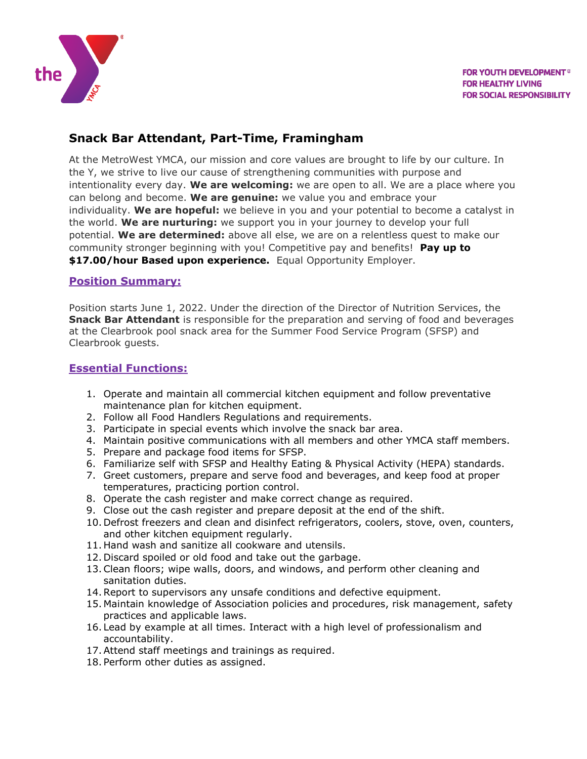FOR YOUTH DEVELOPMENT®
FOR HEALTHY LIVING
FOR SOCIAL RESPONSIBILITY

# Snack Bar Attendant, Part-Time, Framingham

At the MetroWest YMCA, our mission and core values are brought to life by our culture. In the Y, we strive to live our cause of strengthening communities with purpose and intentionality every day. **We are welcoming:** we are open to all. We are a place where you can belong and become. **We are genuine:** we value you and embrace your individuality. **We are hopeful:** we believe in you and your potential to become a catalyst in the world. **We are nurturing:** we support you in your journey to develop your full potential. **We are determined:** above all else, we are on a relentless quest to make our community stronger beginning with you! Competitive pay and benefits! **Pay up to $17.00/hour Based upon experience.** Equal Opportunity Employer.

## Position Summary:

Position starts June 1, 2022. Under the direction of the Director of Nutrition Services, the **Snack Bar Attendant** is responsible for the preparation and serving of food and beverages at the Clearbrook pool snack area for the Summer Food Service Program (SFSP) and Clearbrook guests.

## Essential Functions:

1. Operate and maintain all commercial kitchen equipment and follow preventative maintenance plan for kitchen equipment.
2. Follow all Food Handlers Regulations and requirements.
3. Participate in special events which involve the snack bar area.
4. Maintain positive communications with all members and other YMCA staff members.
5. Prepare and package food items for SFSP.
6. Familiarize self with SFSP and Healthy Eating & Physical Activity (HEPA) standards.
7. Greet customers, prepare and serve food and beverages, and keep food at proper temperatures, practicing portion control.
8. Operate the cash register and make correct change as required.
9. Close out the cash register and prepare deposit at the end of the shift.
10. Defrost freezers and clean and disinfect refrigerators, coolers, stove, oven, counters, and other kitchen equipment regularly.
11. Hand wash and sanitize all cookware and utensils.
12. Discard spoiled or old food and take out the garbage.
13. Clean floors; wipe walls, doors, and windows, and perform other cleaning and sanitation duties.
14. Report to supervisors any unsafe conditions and defective equipment.
15. Maintain knowledge of Association policies and procedures, risk management, safety practices and applicable laws.
16. Lead by example at all times. Interact with a high level of professionalism and accountability.
17. Attend staff meetings and trainings as required.
18. Perform other duties as assigned.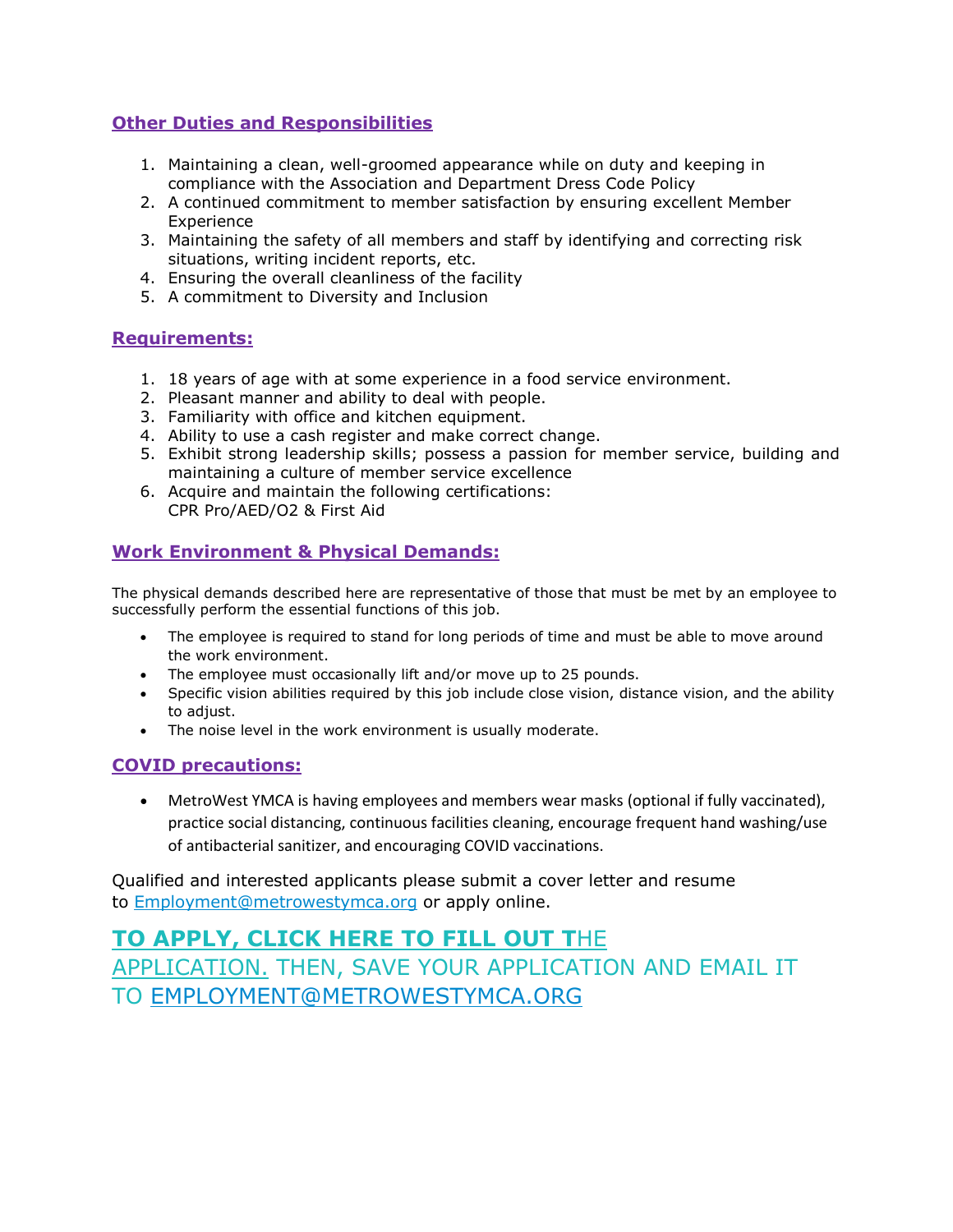## Other Duties and Responsibilities

1. Maintaining a clean, well-groomed appearance while on duty and keeping in compliance with the Association and Department Dress Code Policy
2. A continued commitment to member satisfaction by ensuring excellent Member Experience
3. Maintaining the safety of all members and staff by identifying and correcting risk situations, writing incident reports, etc.
4. Ensuring the overall cleanliness of the facility
5. A commitment to Diversity and Inclusion

## Requirements:

1. 18 years of age with at some experience in a food service environment.
2. Pleasant manner and ability to deal with people.
3. Familiarity with office and kitchen equipment.
4. Ability to use a cash register and make correct change.
5. Exhibit strong leadership skills; possess a passion for member service, building and maintaining a culture of member service excellence
6. Acquire and maintain the following certifications:
   CPR Pro/AED/O2 & First Aid

## Work Environment & Physical Demands:

The physical demands described here are representative of those that must be met by an employee to successfully perform the essential functions of this job.

- The employee is required to stand for long periods of time and must be able to move around the work environment.
- The employee must occasionally lift and/or move up to 25 pounds.
- Specific vision abilities required by this job include close vision, distance vision, and the ability to adjust.
- The noise level in the work environment is usually moderate.

## COVID precautions:

- MetroWest YMCA is having employees and members wear masks (optional if fully vaccinated), practice social distancing, continuous facilities cleaning, encourage frequent hand washing/use of antibacterial sanitizer, and encouraging COVID vaccinations.

Qualified and interested applicants please submit a cover letter and resume to Employment@metrowestymca.org or apply online.

## TO APPLY, CLICK HERE TO FILL OUT THE APPLICATION. THEN, SAVE YOUR APPLICATION AND EMAIL IT TO EMPLOYMENT@METROWESTYMCA.ORG